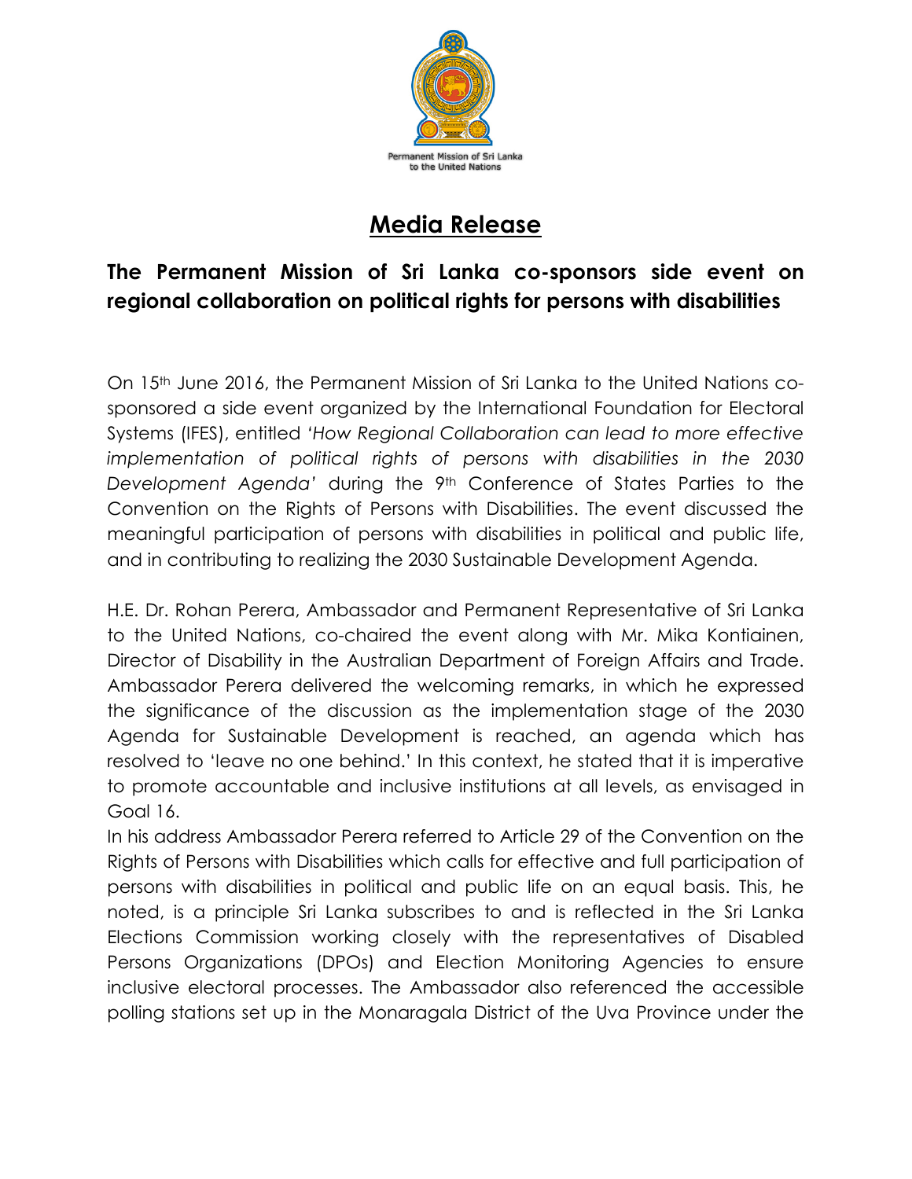Permanent Mission of Sri Lanka to the United Nations

# Media Release

## The Permanent Mission of Sri Lanka co-sponsors side event on regional collaboration on political rights for persons with disabilities

On 15th June 2016, the Permanent Mission of Sri Lanka to the United Nations co-sponsored a side event organized by the International Foundation for Electoral Systems (IFES), entitled *'How Regional Collaboration can lead to more effective implementation of political rights of persons with disabilities in the 2030 Development Agenda'* during the 9th Conference of States Parties to the Convention on the Rights of Persons with Disabilities. The event discussed the meaningful participation of persons with disabilities in political and public life, and in contributing to realizing the 2030 Sustainable Development Agenda.

H.E. Dr. Rohan Perera, Ambassador and Permanent Representative of Sri Lanka to the United Nations, co-chaired the event along with Mr. Mika Kontiainen, Director of Disability in the Australian Department of Foreign Affairs and Trade. Ambassador Perera delivered the welcoming remarks, in which he expressed the significance of the discussion as the implementation stage of the 2030 Agenda for Sustainable Development is reached, an agenda which has resolved to 'leave no one behind.' In this context, he stated that it is imperative to promote accountable and inclusive institutions at all levels, as envisaged in Goal 16.

In his address Ambassador Perera referred to Article 29 of the Convention on the Rights of Persons with Disabilities which calls for effective and full participation of persons with disabilities in political and public life on an equal basis. This, he noted, is a principle Sri Lanka subscribes to and is reflected in the Sri Lanka Elections Commission working closely with the representatives of Disabled Persons Organizations (DPOs) and Election Monitoring Agencies to ensure inclusive electoral processes. The Ambassador also referenced the accessible polling stations set up in the Monaragala District of the Uva Province under the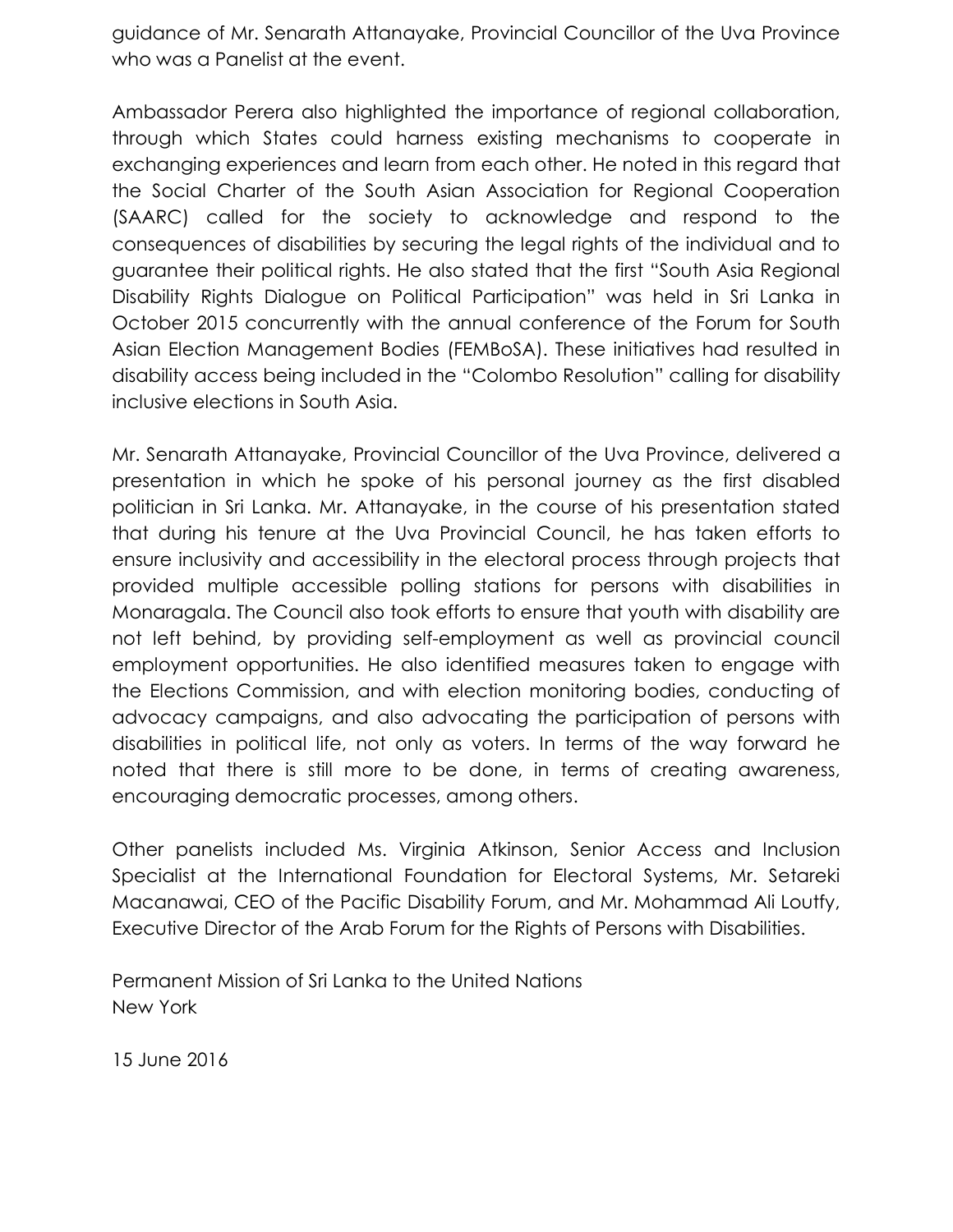guidance of Mr. Senarath Attanayake, Provincial Councillor of the Uva Province who was a Panelist at the event.

Ambassador Perera also highlighted the importance of regional collaboration, through which States could harness existing mechanisms to cooperate in exchanging experiences and learn from each other. He noted in this regard that the Social Charter of the South Asian Association for Regional Cooperation (SAARC) called for the society to acknowledge and respond to the consequences of disabilities by securing the legal rights of the individual and to guarantee their political rights. He also stated that the first "South Asia Regional Disability Rights Dialogue on Political Participation" was held in Sri Lanka in October 2015 concurrently with the annual conference of the Forum for South Asian Election Management Bodies (FEMBoSA). These initiatives had resulted in disability access being included in the "Colombo Resolution" calling for disability inclusive elections in South Asia.

Mr. Senarath Attanayake, Provincial Councillor of the Uva Province, delivered a presentation in which he spoke of his personal journey as the first disabled politician in Sri Lanka. Mr. Attanayake, in the course of his presentation stated that during his tenure at the Uva Provincial Council, he has taken efforts to ensure inclusivity and accessibility in the electoral process through projects that provided multiple accessible polling stations for persons with disabilities in Monaragala. The Council also took efforts to ensure that youth with disability are not left behind, by providing self-employment as well as provincial council employment opportunities. He also identified measures taken to engage with the Elections Commission, and with election monitoring bodies, conducting of advocacy campaigns, and also advocating the participation of persons with disabilities in political life, not only as voters. In terms of the way forward he noted that there is still more to be done, in terms of creating awareness, encouraging democratic processes, among others.

Other panelists included Ms. Virginia Atkinson, Senior Access and Inclusion Specialist at the International Foundation for Electoral Systems, Mr. Setareki Macanawai, CEO of the Pacific Disability Forum, and Mr. Mohammad Ali Loutfy, Executive Director of the Arab Forum for the Rights of Persons with Disabilities.

Permanent Mission of Sri Lanka to the United Nations
New York

15 June 2016